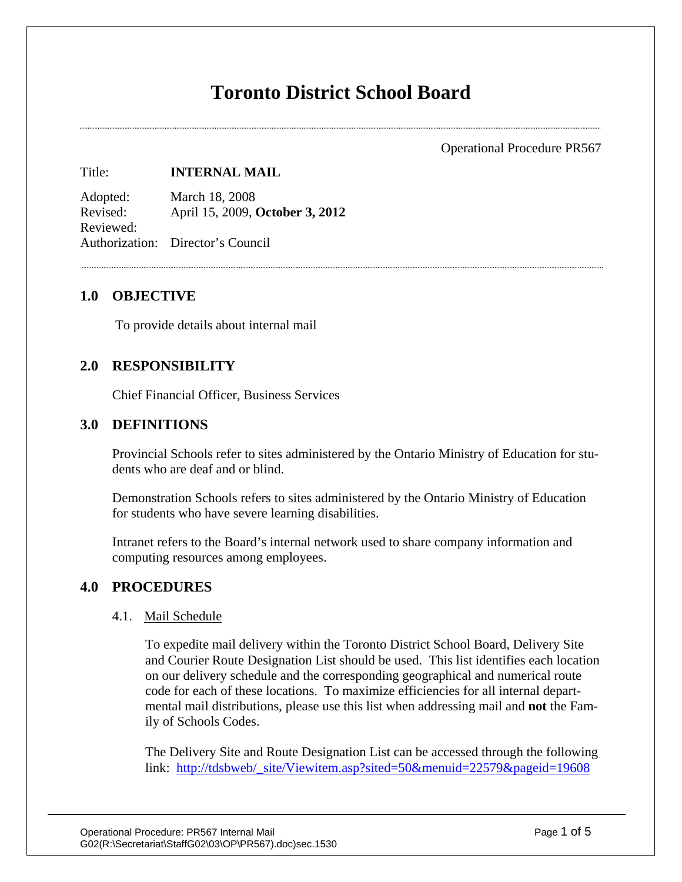# Toronto District School Board

Operational Procedure PR567

Title: **INTERNAL MAIL**

Adopted: March 18, 2008
Revised: April 15, 2009, **October 3, 2012**
Reviewed:
Authorization: Director's Council

## 1.0 OBJECTIVE

To provide details about internal mail

## 2.0 RESPONSIBILITY

Chief Financial Officer, Business Services

## 3.0 DEFINITIONS

Provincial Schools refer to sites administered by the Ontario Ministry of Education for students who are deaf and or blind.

Demonstration Schools refers to sites administered by the Ontario Ministry of Education for students who have severe learning disabilities.

Intranet refers to the Board's internal network used to share company information and computing resources among employees.

## 4.0 PROCEDURES

### 4.1. Mail Schedule

To expedite mail delivery within the Toronto District School Board, Delivery Site and Courier Route Designation List should be used. This list identifies each location on our delivery schedule and the corresponding geographical and numerical route code for each of these locations. To maximize efficiencies for all internal departmental mail distributions, please use this list when addressing mail and **not** the Family of Schools Codes.

The Delivery Site and Route Designation List can be accessed through the following link: http://tdsbweb/_site/Viewitem.asp?sited=50&menuid=22579&pageid=19608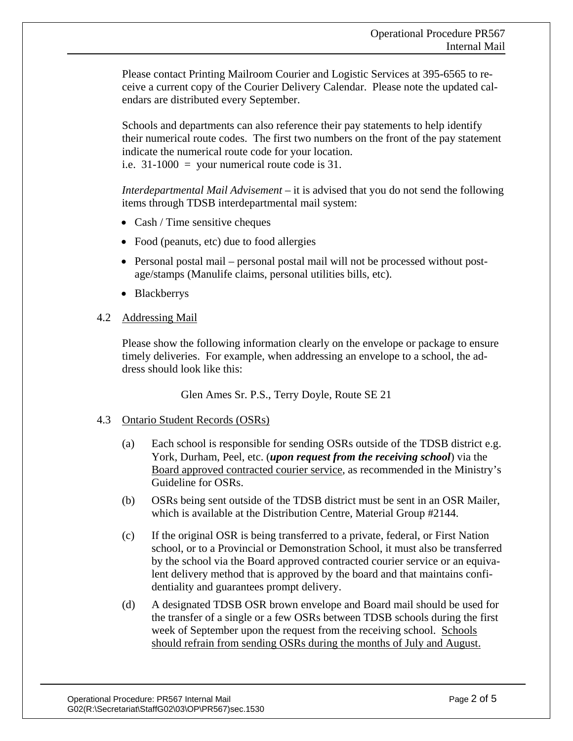Please contact Printing Mailroom Courier and Logistic Services at 395-6565 to receive a current copy of the Courier Delivery Calendar. Please note the updated calendars are distributed every September.

Schools and departments can also reference their pay statements to help identify their numerical route codes. The first two numbers on the front of the pay statement indicate the numerical route code for your location.
i.e. 31-1000 = your numerical route code is 31.

*Interdepartmental Mail Advisement* – it is advised that you do not send the following items through TDSB interdepartmental mail system:

- Cash / Time sensitive cheques
- Food (peanuts, etc) due to food allergies
- Personal postal mail – personal postal mail will not be processed without postage/stamps (Manulife claims, personal utilities bills, etc).
- Blackberrys

### 4.2 Addressing Mail

Please show the following information clearly on the envelope or package to ensure timely deliveries. For example, when addressing an envelope to a school, the address should look like this:

Glen Ames Sr. P.S., Terry Doyle, Route SE 21

### 4.3 Ontario Student Records (OSRs)

(a) Each school is responsible for sending OSRs outside of the TDSB district e.g. York, Durham, Peel, etc. (***upon request from the receiving school***) via the Board approved contracted courier service, as recommended in the Ministry's Guideline for OSRs.

(b) OSRs being sent outside of the TDSB district must be sent in an OSR Mailer, which is available at the Distribution Centre, Material Group #2144.

(c) If the original OSR is being transferred to a private, federal, or First Nation school, or to a Provincial or Demonstration School, it must also be transferred by the school via the Board approved contracted courier service or an equivalent delivery method that is approved by the board and that maintains confidentiality and guarantees prompt delivery.

(d) A designated TDSB OSR brown envelope and Board mail should be used for the transfer of a single or a few OSRs between TDSB schools during the first week of September upon the request from the receiving school. Schools should refrain from sending OSRs during the months of July and August.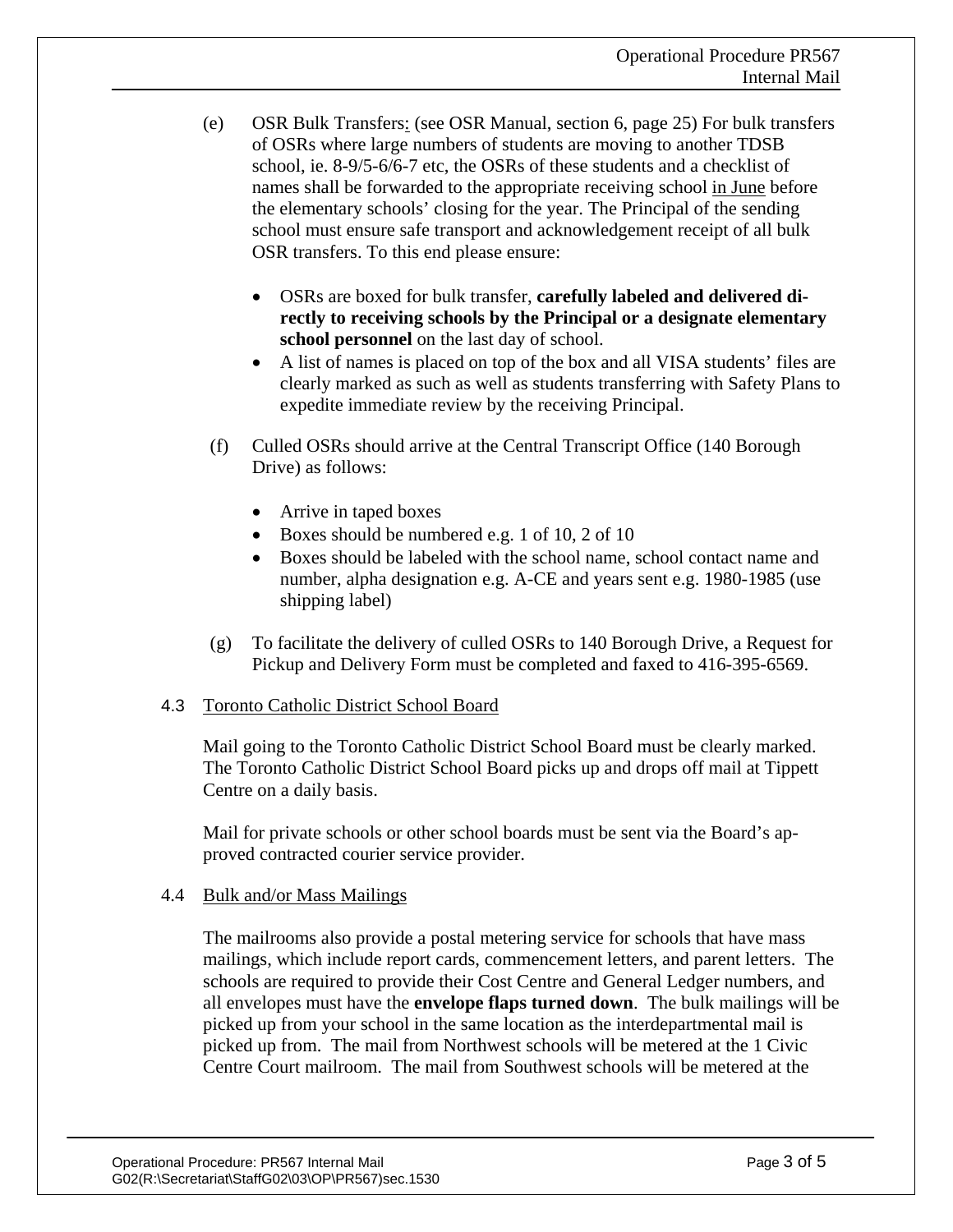(e) OSR Bulk Transfers: (see OSR Manual, section 6, page 25) For bulk transfers of OSRs where large numbers of students are moving to another TDSB school, ie. 8-9/5-6/6-7 etc, the OSRs of these students and a checklist of names shall be forwarded to the appropriate receiving school in June before the elementary schools' closing for the year. The Principal of the sending school must ensure safe transport and acknowledgement receipt of all bulk OSR transfers. To this end please ensure:

- OSRs are boxed for bulk transfer, **carefully labeled and delivered directly to receiving schools by the Principal or a designate elementary school personnel** on the last day of school.
- A list of names is placed on top of the box and all VISA students' files are clearly marked as such as well as students transferring with Safety Plans to expedite immediate review by the receiving Principal.

(f) Culled OSRs should arrive at the Central Transcript Office (140 Borough Drive) as follows:

- Arrive in taped boxes
- Boxes should be numbered e.g. 1 of 10, 2 of 10
- Boxes should be labeled with the school name, school contact name and number, alpha designation e.g. A-CE and years sent e.g. 1980-1985 (use shipping label)

(g) To facilitate the delivery of culled OSRs to 140 Borough Drive, a Request for Pickup and Delivery Form must be completed and faxed to 416-395-6569.

### 4.3 Toronto Catholic District School Board

Mail going to the Toronto Catholic District School Board must be clearly marked. The Toronto Catholic District School Board picks up and drops off mail at Tippett Centre on a daily basis.

Mail for private schools or other school boards must be sent via the Board's approved contracted courier service provider.

### 4.4 Bulk and/or Mass Mailings

The mailrooms also provide a postal metering service for schools that have mass mailings, which include report cards, commencement letters, and parent letters. The schools are required to provide their Cost Centre and General Ledger numbers, and all envelopes must have the **envelope flaps turned down**. The bulk mailings will be picked up from your school in the same location as the interdepartmental mail is picked up from. The mail from Northwest schools will be metered at the 1 Civic Centre Court mailroom. The mail from Southwest schools will be metered at the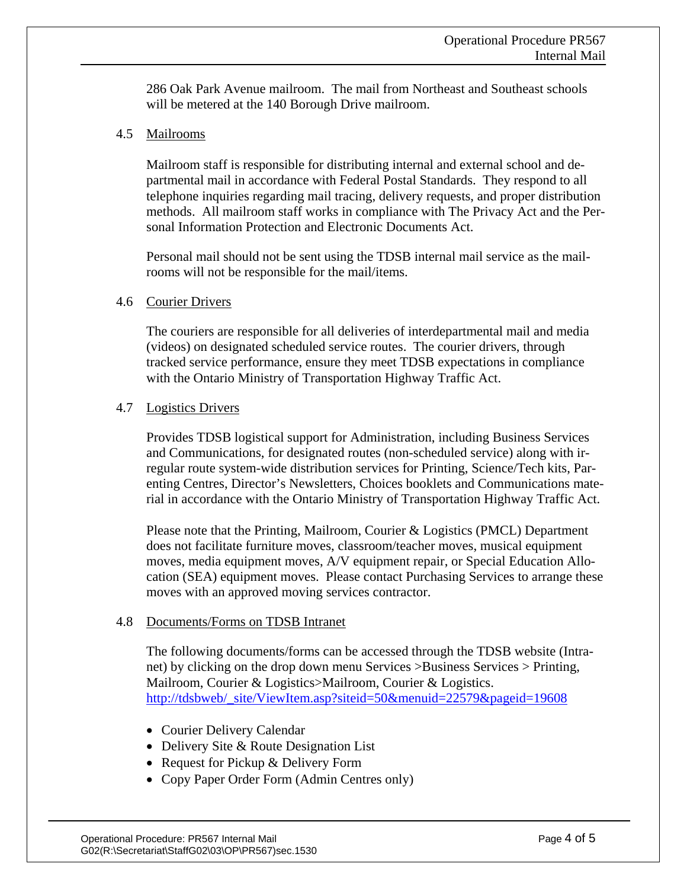286 Oak Park Avenue mailroom. The mail from Northeast and Southeast schools will be metered at the 140 Borough Drive mailroom.

## 4.5 Mailrooms

Mailroom staff is responsible for distributing internal and external school and departmental mail in accordance with Federal Postal Standards. They respond to all telephone inquiries regarding mail tracing, delivery requests, and proper distribution methods. All mailroom staff works in compliance with The Privacy Act and the Personal Information Protection and Electronic Documents Act.

Personal mail should not be sent using the TDSB internal mail service as the mailrooms will not be responsible for the mail/items.

## 4.6 Courier Drivers

The couriers are responsible for all deliveries of interdepartmental mail and media (videos) on designated scheduled service routes. The courier drivers, through tracked service performance, ensure they meet TDSB expectations in compliance with the Ontario Ministry of Transportation Highway Traffic Act.

## 4.7 Logistics Drivers

Provides TDSB logistical support for Administration, including Business Services and Communications, for designated routes (non-scheduled service) along with irregular route system-wide distribution services for Printing, Science/Tech kits, Parenting Centres, Director's Newsletters, Choices booklets and Communications material in accordance with the Ontario Ministry of Transportation Highway Traffic Act.

Please note that the Printing, Mailroom, Courier & Logistics (PMCL) Department does not facilitate furniture moves, classroom/teacher moves, musical equipment moves, media equipment moves, A/V equipment repair, or Special Education Allocation (SEA) equipment moves. Please contact Purchasing Services to arrange these moves with an approved moving services contractor.

## 4.8 Documents/Forms on TDSB Intranet

The following documents/forms can be accessed through the TDSB website (Intranet) by clicking on the drop down menu Services >Business Services > Printing, Mailroom, Courier & Logistics>Mailroom, Courier & Logistics.
http://tdsbweb/_site/ViewItem.asp?siteid=50&menuid=22579&pageid=19608

- Courier Delivery Calendar
- Delivery Site & Route Designation List
- Request for Pickup & Delivery Form
- Copy Paper Order Form (Admin Centres only)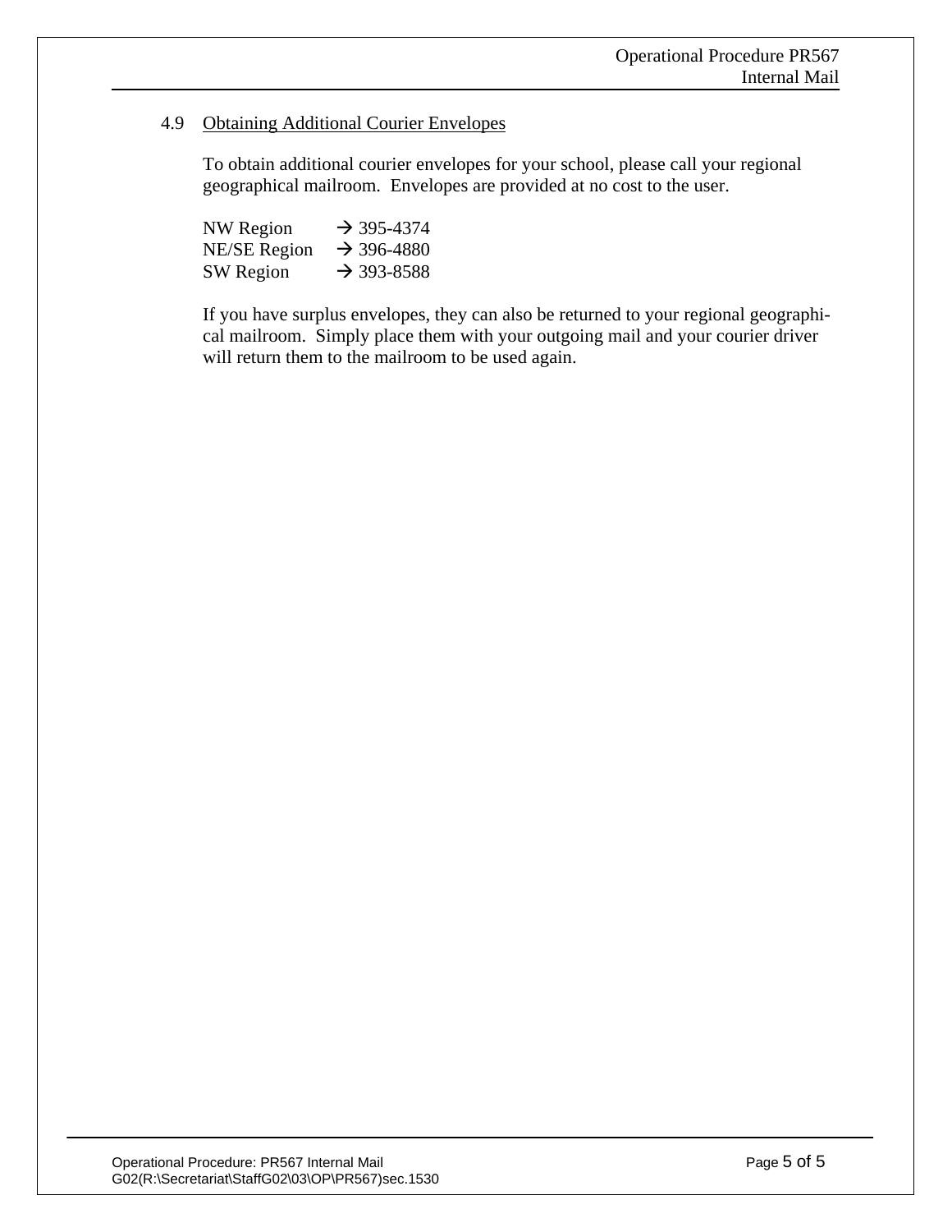### 4.9 Obtaining Additional Courier Envelopes

To obtain additional courier envelopes for your school, please call your regional geographical mailroom. Envelopes are provided at no cost to the user.

| | |
|---|---|
| NW Region | → 395-4374 |
| NE/SE Region | → 396-4880 |
| SW Region | → 393-8588 |

If you have surplus envelopes, they can also be returned to your regional geographical mailroom. Simply place them with your outgoing mail and your courier driver will return them to the mailroom to be used again.